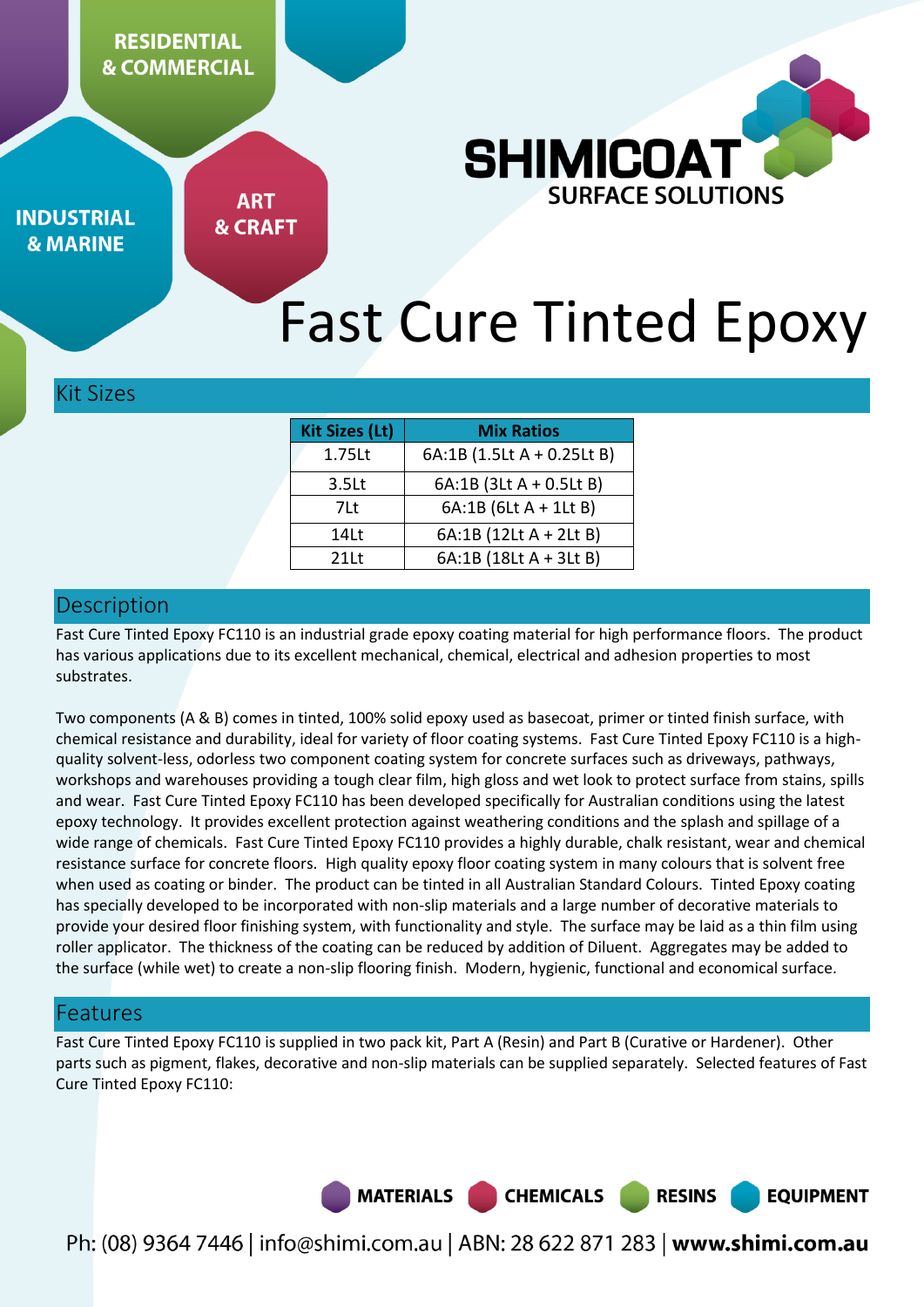RESIDENTIAL & COMMERCIAL

INDUSTRIAL & MARINE

ART & CRAFT

SHIMICOAT SURFACE SOLUTIONS

# Fast Cure Tinted Epoxy

## Kit Sizes

| Kit Sizes (Lt) | Mix Ratios |
|---|---|
| 1.75Lt | 6A:1B (1.5Lt A + 0.25Lt B) |
| 3.5Lt | 6A:1B (3Lt A + 0.5Lt B) |
| 7Lt | 6A:1B (6Lt A + 1Lt B) |
| 14Lt | 6A:1B (12Lt A + 2Lt B) |
| 21Lt | 6A:1B (18Lt A + 3Lt B) |

## Description

Fast Cure Tinted Epoxy FC110 is an industrial grade epoxy coating material for high performance floors. The product has various applications due to its excellent mechanical, chemical, electrical and adhesion properties to most substrates.

Two components (A & B) comes in tinted, 100% solid epoxy used as basecoat, primer or tinted finish surface, with chemical resistance and durability, ideal for variety of floor coating systems. Fast Cure Tinted Epoxy FC110 is a high-quality solvent-less, odorless two component coating system for concrete surfaces such as driveways, pathways, workshops and warehouses providing a tough clear film, high gloss and wet look to protect surface from stains, spills and wear. Fast Cure Tinted Epoxy FC110 has been developed specifically for Australian conditions using the latest epoxy technology. It provides excellent protection against weathering conditions and the splash and spillage of a wide range of chemicals. Fast Cure Tinted Epoxy FC110 provides a highly durable, chalk resistant, wear and chemical resistance surface for concrete floors. High quality epoxy floor coating system in many colours that is solvent free when used as coating or binder. The product can be tinted in all Australian Standard Colours. Tinted Epoxy coating has specially developed to be incorporated with non-slip materials and a large number of decorative materials to provide your desired floor finishing system, with functionality and style. The surface may be laid as a thin film using roller applicator. The thickness of the coating can be reduced by addition of Diluent. Aggregates may be added to the surface (while wet) to create a non-slip flooring finish. Modern, hygienic, functional and economical surface.

## Features

Fast Cure Tinted Epoxy FC110 is supplied in two pack kit, Part A (Resin) and Part B (Curative or Hardener). Other parts such as pigment, flakes, decorative and non-slip materials can be supplied separately. Selected features of Fast Cure Tinted Epoxy FC110: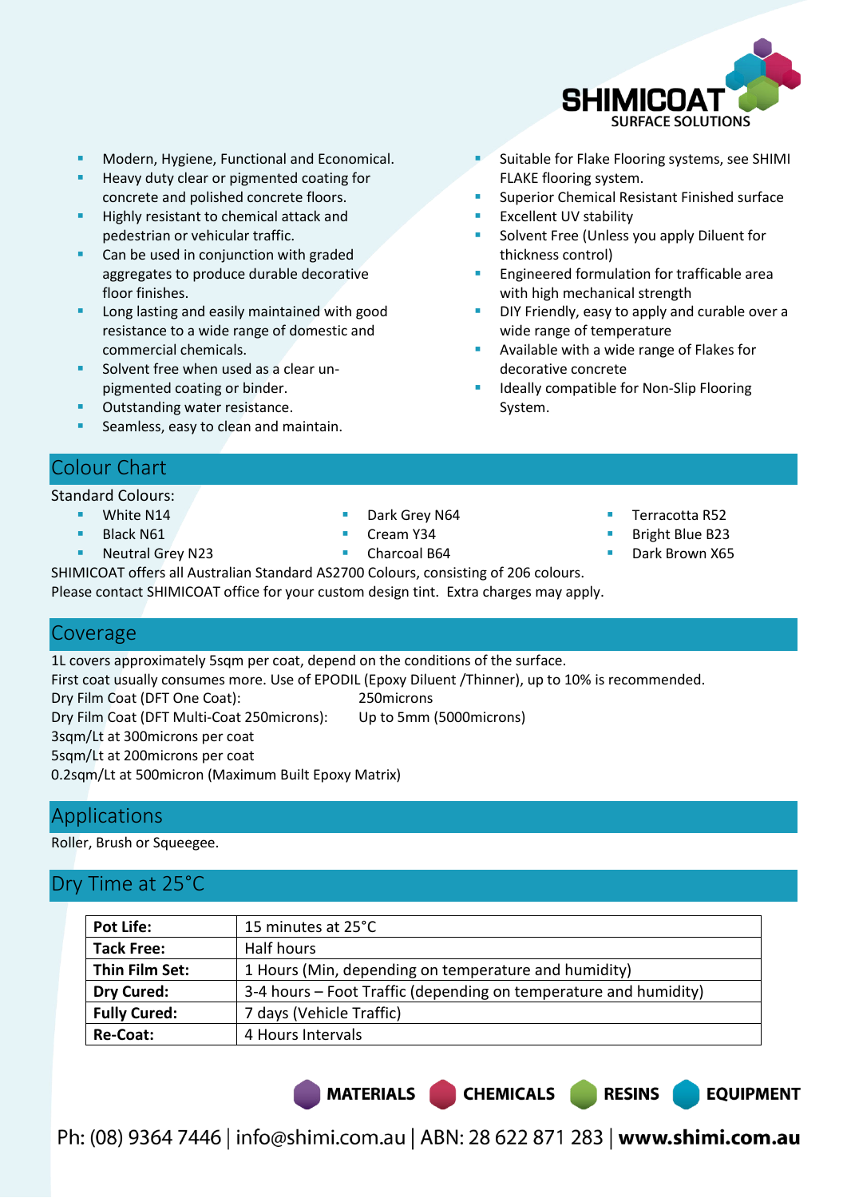- Modern, Hygiene, Functional and Economical.
- Heavy duty clear or pigmented coating for concrete and polished concrete floors.
- Highly resistant to chemical attack and pedestrian or vehicular traffic.
- Can be used in conjunction with graded aggregates to produce durable decorative floor finishes.
- Long lasting and easily maintained with good resistance to a wide range of domestic and commercial chemicals.
- Solvent free when used as a clear un-pigmented coating or binder.
- Outstanding water resistance.
- Seamless, easy to clean and maintain.
- Suitable for Flake Flooring systems, see SHIMI FLAKE flooring system.
- Superior Chemical Resistant Finished surface
- Excellent UV stability
- Solvent Free (Unless you apply Diluent for thickness control)
- Engineered formulation for trafficable area with high mechanical strength
- DIY Friendly, easy to apply and curable over a wide range of temperature
- Available with a wide range of Flakes for decorative concrete
- Ideally compatible for Non-Slip Flooring System.

## Colour Chart

Standard Colours:

- White N14
- Black N61
- Neutral Grey N23
- Dark Grey N64
- Cream Y34
- Charcoal B64
- Terracotta R52
- Bright Blue B23
- Dark Brown X65

SHIMICOAT offers all Australian Standard AS2700 Colours, consisting of 206 colours.
Please contact SHIMICOAT office for your custom design tint. Extra charges may apply.

## Coverage

1L covers approximately 5sqm per coat, depend on the conditions of the surface.
First coat usually consumes more. Use of EPODIL (Epoxy Diluent /Thinner), up to 10% is recommended.
Dry Film Coat (DFT One Coat): 250microns
Dry Film Coat (DFT Multi-Coat 250microns): Up to 5mm (5000microns)
3sqm/Lt at 300microns per coat
5sqm/Lt at 200microns per coat
0.2sqm/Lt at 500micron (Maximum Built Epoxy Matrix)

## Applications

Roller, Brush or Squeegee.

## Dry Time at 25°C

| | |
|---|---|
| **Pot Life:** | 15 minutes at 25°C |
| **Tack Free:** | Half hours |
| **Thin Film Set:** | 1 Hours (Min, depending on temperature and humidity) |
| **Dry Cured:** | 3-4 hours – Foot Traffic (depending on temperature and humidity) |
| **Fully Cured:** | 7 days (Vehicle Traffic) |
| **Re-Coat:** | 4 Hours Intervals |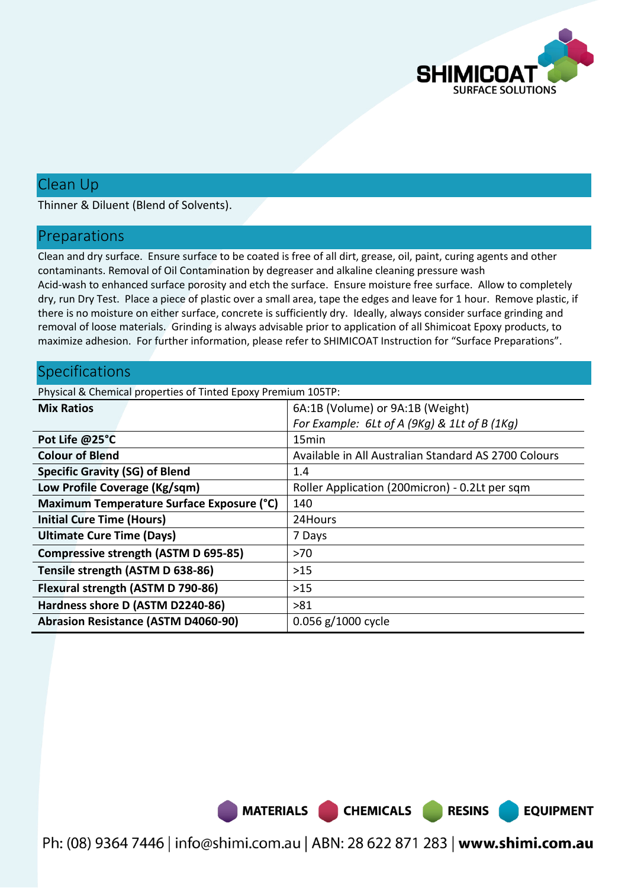## Clean Up

Thinner & Diluent (Blend of Solvents).

## Preparations

Clean and dry surface. Ensure surface to be coated is free of all dirt, grease, oil, paint, curing agents and other contaminants. Removal of Oil Contamination by degreaser and alkaline cleaning pressure wash
Acid-wash to enhanced surface porosity and etch the surface. Ensure moisture free surface. Allow to completely dry, run Dry Test. Place a piece of plastic over a small area, tape the edges and leave for 1 hour. Remove plastic, if there is no moisture on either surface, concrete is sufficiently dry. Ideally, always consider surface grinding and removal of loose materials. Grinding is always advisable prior to application of all Shimicoat Epoxy products, to maximize adhesion. For further information, please refer to SHIMICOAT Instruction for "Surface Preparations".

## Specifications

Physical & Chemical properties of Tinted Epoxy Premium 105TP:

| | |
|---|---|
| **Mix Ratios** | 6A:1B (Volume) or 9A:1B (Weight)<br>*For Example: 6Lt of A (9Kg) & 1Lt of B (1Kg)* |
| **Pot Life @25°C** | 15min |
| **Colour of Blend** | Available in All Australian Standard AS 2700 Colours |
| **Specific Gravity (SG) of Blend** | 1.4 |
| **Low Profile Coverage (Kg/sqm)** | Roller Application (200micron) - 0.2Lt per sqm |
| **Maximum Temperature Surface Exposure (°C)** | 140 |
| **Initial Cure Time (Hours)** | 24Hours |
| **Ultimate Cure Time (Days)** | 7 Days |
| **Compressive strength (ASTM D 695-85)** | >70 |
| **Tensile strength (ASTM D 638-86)** | >15 |
| **Flexural strength (ASTM D 790-86)** | >15 |
| **Hardness shore D (ASTM D2240-86)** | >81 |
| **Abrasion Resistance (ASTM D4060-90)** | 0.056 g/1000 cycle |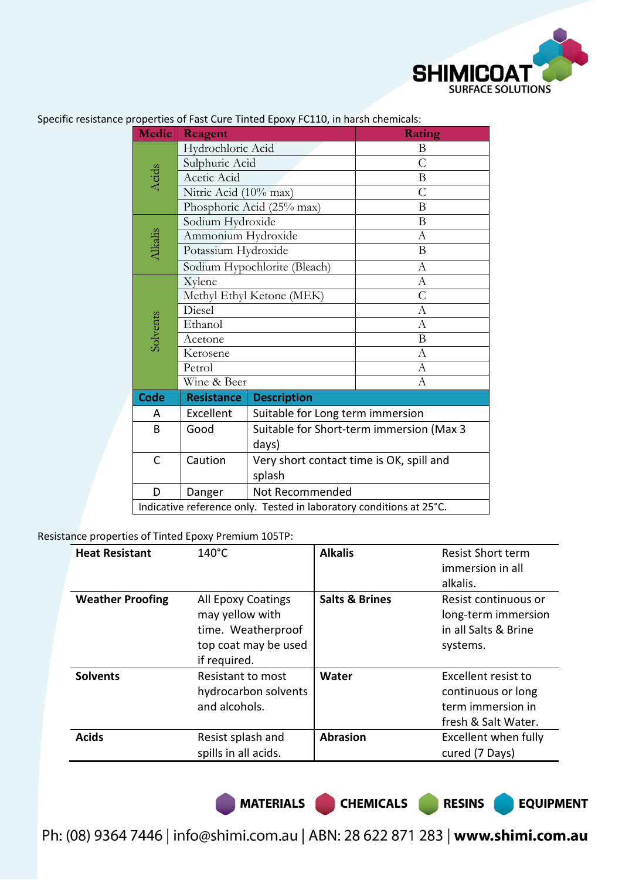Specific resistance properties of Fast Cure Tinted Epoxy FC110, in harsh chemicals:

| Medie | Reagent | Rating |
|---|---|---|
| Acids | Hydrochloric Acid | B |
| | Sulphuric Acid | C |
| | Acetic Acid | B |
| | Nitric Acid (10% max) | C |
| | Phosphoric Acid (25% max) | B |
| Alkalis | Sodium Hydroxide | B |
| | Ammonium Hydroxide | A |
| | Potassium Hydroxide | B |
| | Sodium Hypochlorite (Bleach) | A |
| Solvents | Xylene | A |
| | Methyl Ethyl Ketone (MEK) | C |
| | Diesel | A |
| | Ethanol | A |
| | Acetone | B |
| | Kerosene | A |
| | Petrol | A |
| | Wine & Beer | A |

| Code | Resistance | Description |
|---|---|---|
| A | Excellent | Suitable for Long term immersion |
| B | Good | Suitable for Short-term immersion (Max 3 days) |
| C | Caution | Very short contact time is OK, spill and splash |
| D | Danger | Not Recommended |

Indicative reference only. Tested in laboratory conditions at 25°C.

Resistance properties of Tinted Epoxy Premium 105TP:

| | | | |
|---|---|---|---|
| **Heat Resistant** | 140°C | **Alkalis** | Resist Short term immersion in all alkalis. |
| **Weather Proofing** | All Epoxy Coatings may yellow with time. Weatherproof top coat may be used if required. | **Salts & Brines** | Resist continuous or long-term immersion in all Salts & Brine systems. |
| **Solvents** | Resistant to most hydrocarbon solvents and alcohols. | **Water** | Excellent resist to continuous or long term immersion in fresh & Salt Water. |
| **Acids** | Resist splash and spills in all acids. | **Abrasion** | Excellent when fully cured (7 Days) |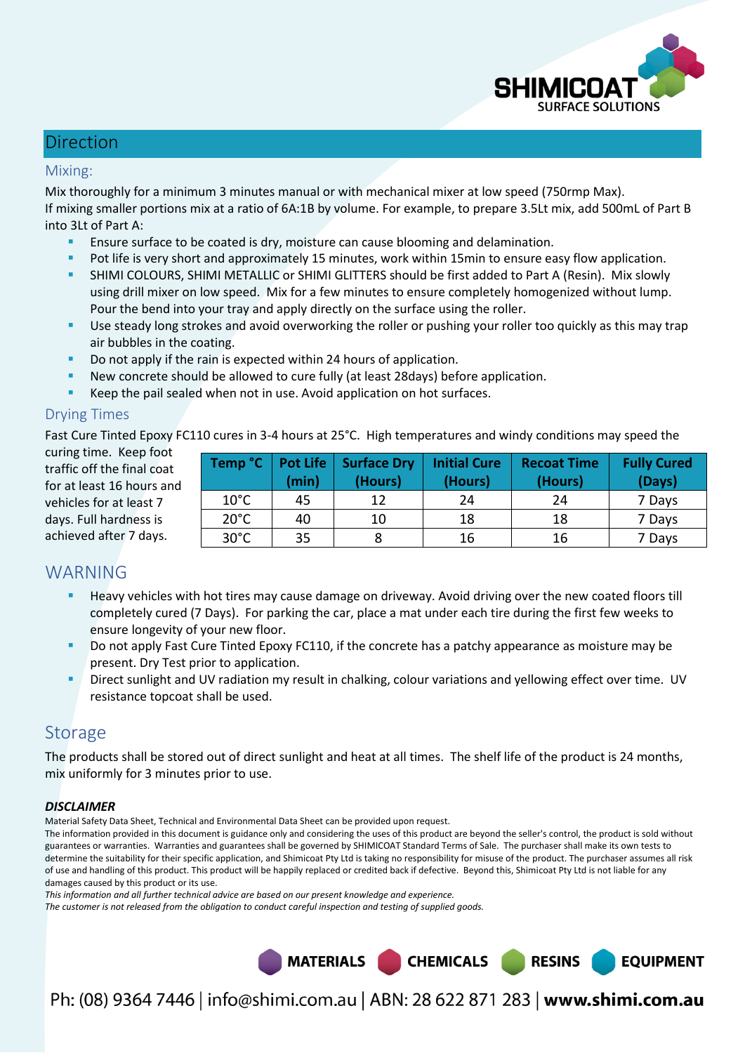## Direction

### Mixing:

Mix thoroughly for a minimum 3 minutes manual or with mechanical mixer at low speed (750rmp Max).
If mixing smaller portions mix at a ratio of 6A:1B by volume. For example, to prepare 3.5Lt mix, add 500mL of Part B into 3Lt of Part A:

- Ensure surface to be coated is dry, moisture can cause blooming and delamination.
- Pot life is very short and approximately 15 minutes, work within 15min to ensure easy flow application.
- SHIMI COLOURS, SHIMI METALLIC or SHIMI GLITTERS should be first added to Part A (Resin). Mix slowly using drill mixer on low speed. Mix for a few minutes to ensure completely homogenized without lump. Pour the bend into your tray and apply directly on the surface using the roller.
- Use steady long strokes and avoid overworking the roller or pushing your roller too quickly as this may trap air bubbles in the coating.
- Do not apply if the rain is expected within 24 hours of application.
- New concrete should be allowed to cure fully (at least 28days) before application.
- Keep the pail sealed when not in use. Avoid application on hot surfaces.

### Drying Times

Fast Cure Tinted Epoxy FC110 cures in 3-4 hours at 25°C. High temperatures and windy conditions may speed the curing time. Keep foot traffic off the final coat for at least 16 hours and vehicles for at least 7 days. Full hardness is achieved after 7 days.

| Temp °C | Pot Life (min) | Surface Dry (Hours) | Initial Cure (Hours) | Recoat Time (Hours) | Fully Cured (Days) |
|---|---|---|---|---|---|
| 10°C | 45 | 12 | 24 | 24 | 7 Days |
| 20°C | 40 | 10 | 18 | 18 | 7 Days |
| 30°C | 35 | 8 | 16 | 16 | 7 Days |

## WARNING

- Heavy vehicles with hot tires may cause damage on driveway. Avoid driving over the new coated floors till completely cured (7 Days). For parking the car, place a mat under each tire during the first few weeks to ensure longevity of your new floor.
- Do not apply Fast Cure Tinted Epoxy FC110, if the concrete has a patchy appearance as moisture may be present. Dry Test prior to application.
- Direct sunlight and UV radiation my result in chalking, colour variations and yellowing effect over time. UV resistance topcoat shall be used.

## Storage

The products shall be stored out of direct sunlight and heat at all times. The shelf life of the product is 24 months, mix uniformly for 3 minutes prior to use.

#### *DISCLAIMER*

Material Safety Data Sheet, Technical and Environmental Data Sheet can be provided upon request.
The information provided in this document is guidance only and considering the uses of this product are beyond the seller's control, the product is sold without guarantees or warranties. Warranties and guarantees shall be governed by SHIMICOAT Standard Terms of Sale. The purchaser shall make its own tests to determine the suitability for their specific application, and Shimicoat Pty Ltd is taking no responsibility for misuse of the product. The purchaser assumes all risk of use and handling of this product. This product will be happily replaced or credited back if defective. Beyond this, Shimicoat Pty Ltd is not liable for any damages caused by this product or its use.
*This information and all further technical advice are based on our present knowledge and experience.*
*The customer is not released from the obligation to conduct careful inspection and testing of supplied goods.*